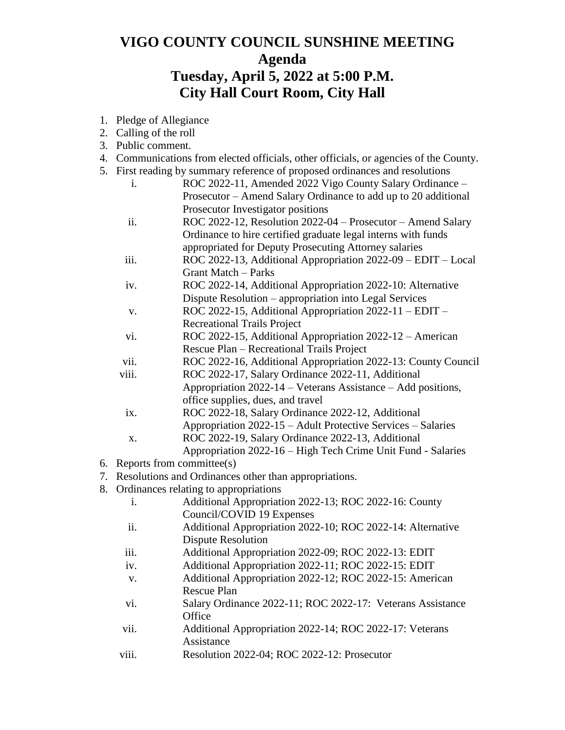# VIGO COUNTY COUNCIL SUNSHINE MEETING
# Agenda
# Tuesday, April 5, 2022 at 5:00 P.M.
# City Hall Court Room, City Hall

1. Pledge of Allegiance
2. Calling of the roll
3. Public comment.
4. Communications from elected officials, other officials, or agencies of the County.
5. First reading by summary reference of proposed ordinances and resolutions
   - i. ROC 2022-11, Amended 2022 Vigo County Salary Ordinance – Prosecutor – Amend Salary Ordinance to add up to 20 additional Prosecutor Investigator positions
   - ii. ROC 2022-12, Resolution 2022-04 – Prosecutor – Amend Salary Ordinance to hire certified graduate legal interns with funds appropriated for Deputy Prosecuting Attorney salaries
   - iii. ROC 2022-13, Additional Appropriation 2022-09 – EDIT – Local Grant Match – Parks
   - iv. ROC 2022-14, Additional Appropriation 2022-10: Alternative Dispute Resolution – appropriation into Legal Services
   - v. ROC 2022-15, Additional Appropriation 2022-11 – EDIT – Recreational Trails Project
   - vi. ROC 2022-15, Additional Appropriation 2022-12 – American Rescue Plan – Recreational Trails Project
   - vii. ROC 2022-16, Additional Appropriation 2022-13: County Council
   - viii. ROC 2022-17, Salary Ordinance 2022-11, Additional Appropriation 2022-14 – Veterans Assistance – Add positions, office supplies, dues, and travel
   - ix. ROC 2022-18, Salary Ordinance 2022-12, Additional Appropriation 2022-15 – Adult Protective Services – Salaries
   - x. ROC 2022-19, Salary Ordinance 2022-13, Additional Appropriation 2022-16 – High Tech Crime Unit Fund - Salaries
6. Reports from committee(s)
7. Resolutions and Ordinances other than appropriations.
8. Ordinances relating to appropriations
   - i. Additional Appropriation 2022-13; ROC 2022-16: County Council/COVID 19 Expenses
   - ii. Additional Appropriation 2022-10; ROC 2022-14: Alternative Dispute Resolution
   - iii. Additional Appropriation 2022-09; ROC 2022-13: EDIT
   - iv. Additional Appropriation 2022-11; ROC 2022-15: EDIT
   - v. Additional Appropriation 2022-12; ROC 2022-15: American Rescue Plan
   - vi. Salary Ordinance 2022-11; ROC 2022-17: Veterans Assistance Office
   - vii. Additional Appropriation 2022-14; ROC 2022-17: Veterans Assistance
   - viii. Resolution 2022-04; ROC 2022-12: Prosecutor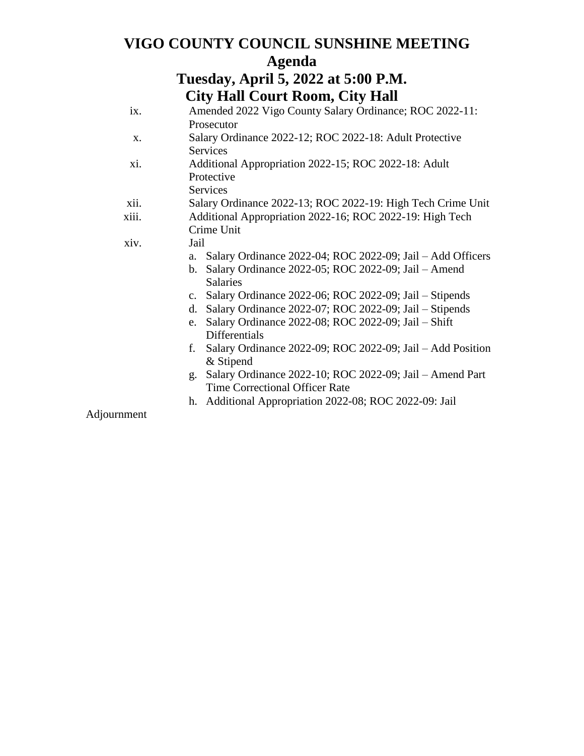# VIGO COUNTY COUNCIL SUNSHINE MEETING

## Agenda

## Tuesday, April 5, 2022 at 5:00 P.M.

## City Hall Court Room, City Hall

ix. Amended 2022 Vigo County Salary Ordinance; ROC 2022-11: Prosecutor

x. Salary Ordinance 2022-12; ROC 2022-18: Adult Protective Services

xi. Additional Appropriation 2022-15; ROC 2022-18: Adult Protective Services

xii. Salary Ordinance 2022-13; ROC 2022-19: High Tech Crime Unit

xiii. Additional Appropriation 2022-16; ROC 2022-19: High Tech Crime Unit

xiv. Jail

   a. Salary Ordinance 2022-04; ROC 2022-09; Jail – Add Officers
   b. Salary Ordinance 2022-05; ROC 2022-09; Jail – Amend Salaries
   c. Salary Ordinance 2022-06; ROC 2022-09; Jail – Stipends
   d. Salary Ordinance 2022-07; ROC 2022-09; Jail – Stipends
   e. Salary Ordinance 2022-08; ROC 2022-09; Jail – Shift Differentials
   f. Salary Ordinance 2022-09; ROC 2022-09; Jail – Add Position & Stipend
   g. Salary Ordinance 2022-10; ROC 2022-09; Jail – Amend Part Time Correctional Officer Rate
   h. Additional Appropriation 2022-08; ROC 2022-09: Jail

Adjournment